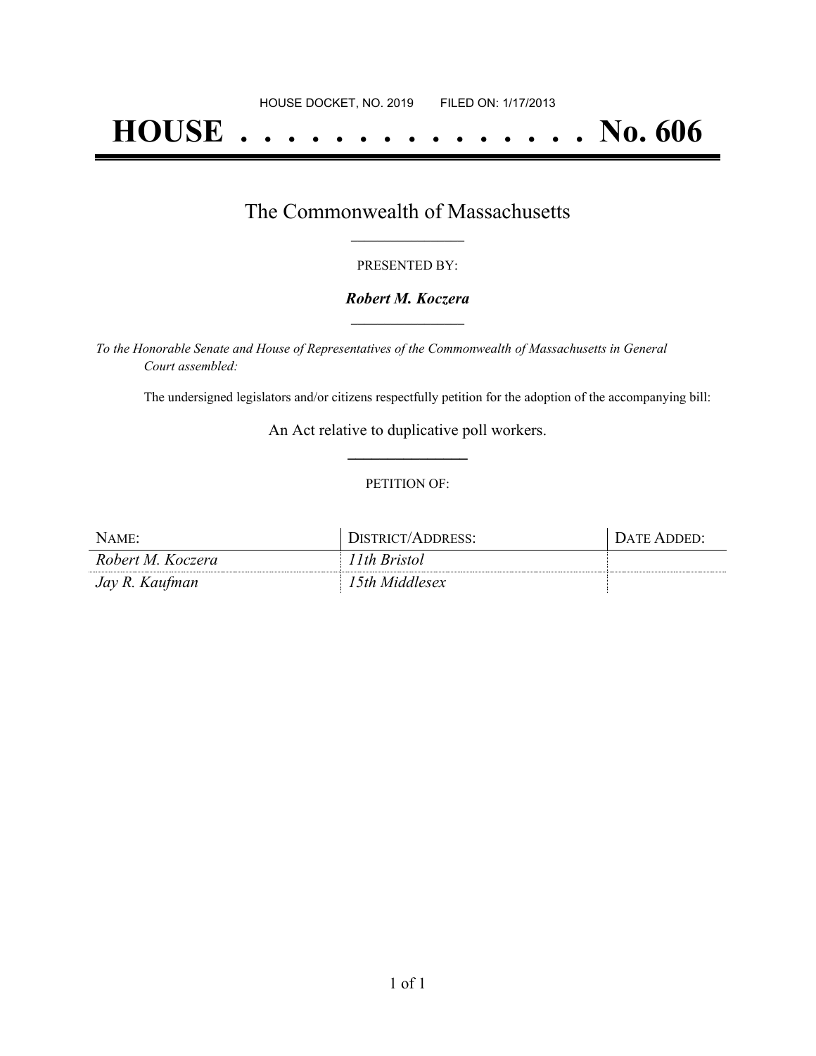HOUSE DOCKET, NO. 2019        FILED ON: 1/17/2013

# HOUSE . . . . . . . . . . . . . . . No. 606

## The Commonwealth of Massachusetts

PRESENTED BY:

***Robert M. Koczera***

*To the Honorable Senate and House of Representatives of the Commonwealth of Massachusetts in General Court assembled:*

The undersigned legislators and/or citizens respectfully petition for the adoption of the accompanying bill:

An Act relative to duplicative poll workers.

PETITION OF:

| NAME: | DISTRICT/ADDRESS: | DATE ADDED: |
| --- | --- | --- |
| *Robert M. Koczera* | *11th Bristol* | |
| *Jay R. Kaufman* | *15th Middlesex* | |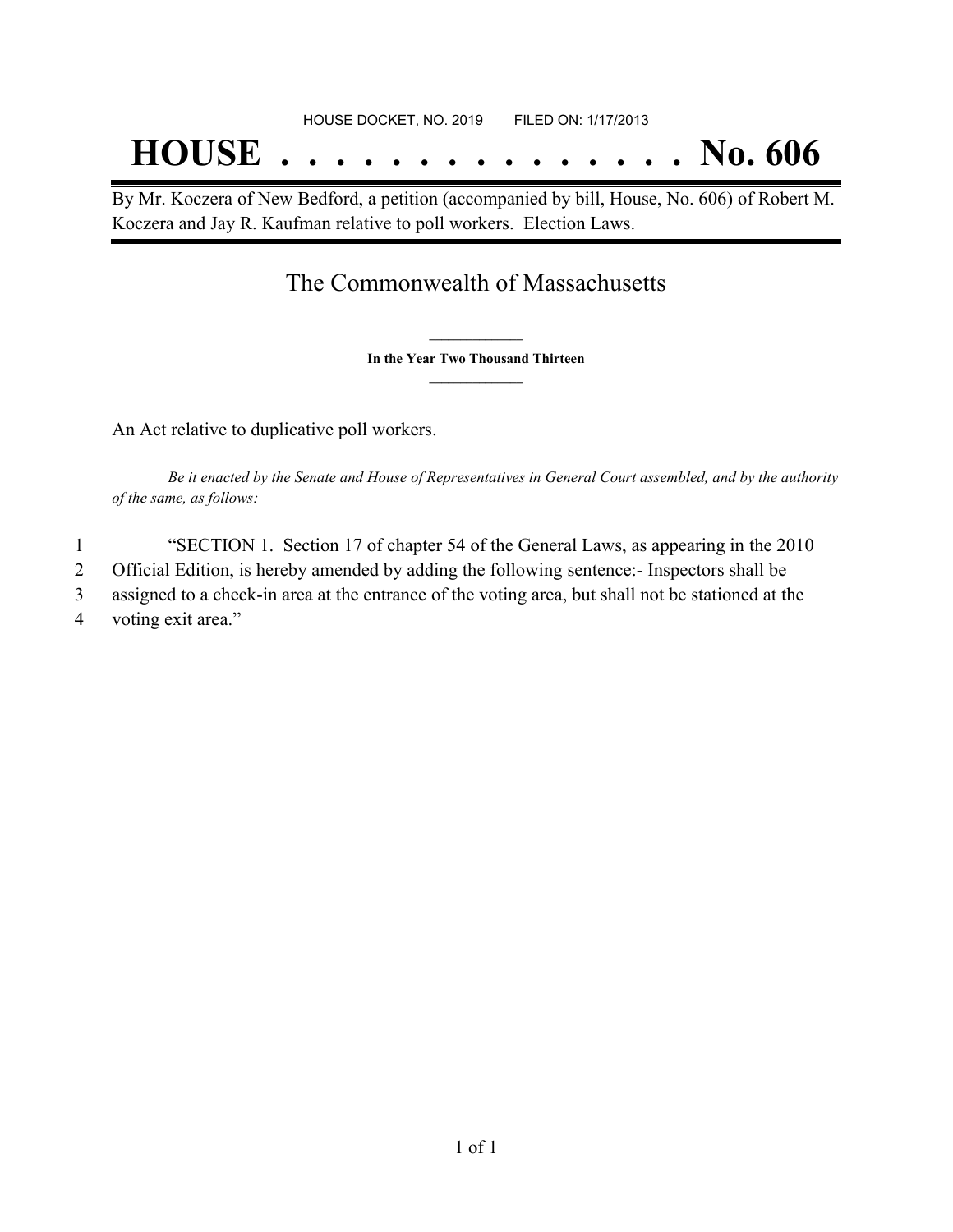HOUSE DOCKET, NO. 2019 FILED ON: 1/17/2013

# HOUSE . . . . . . . . . . . . . . . No. 606

By Mr. Koczera of New Bedford, a petition (accompanied by bill, House, No. 606) of Robert M. Koczera and Jay R. Kaufman relative to poll workers. Election Laws.

## The Commonwealth of Massachusetts

**In the Year Two Thousand Thirteen**

An Act relative to duplicative poll workers.

*Be it enacted by the Senate and House of Representatives in General Court assembled, and by the authority of the same, as follows:*

1 "SECTION 1. Section 17 of chapter 54 of the General Laws, as appearing in the 2010
2 Official Edition, is hereby amended by adding the following sentence:- Inspectors shall be
3 assigned to a check-in area at the entrance of the voting area, but shall not be stationed at the
4 voting exit area."